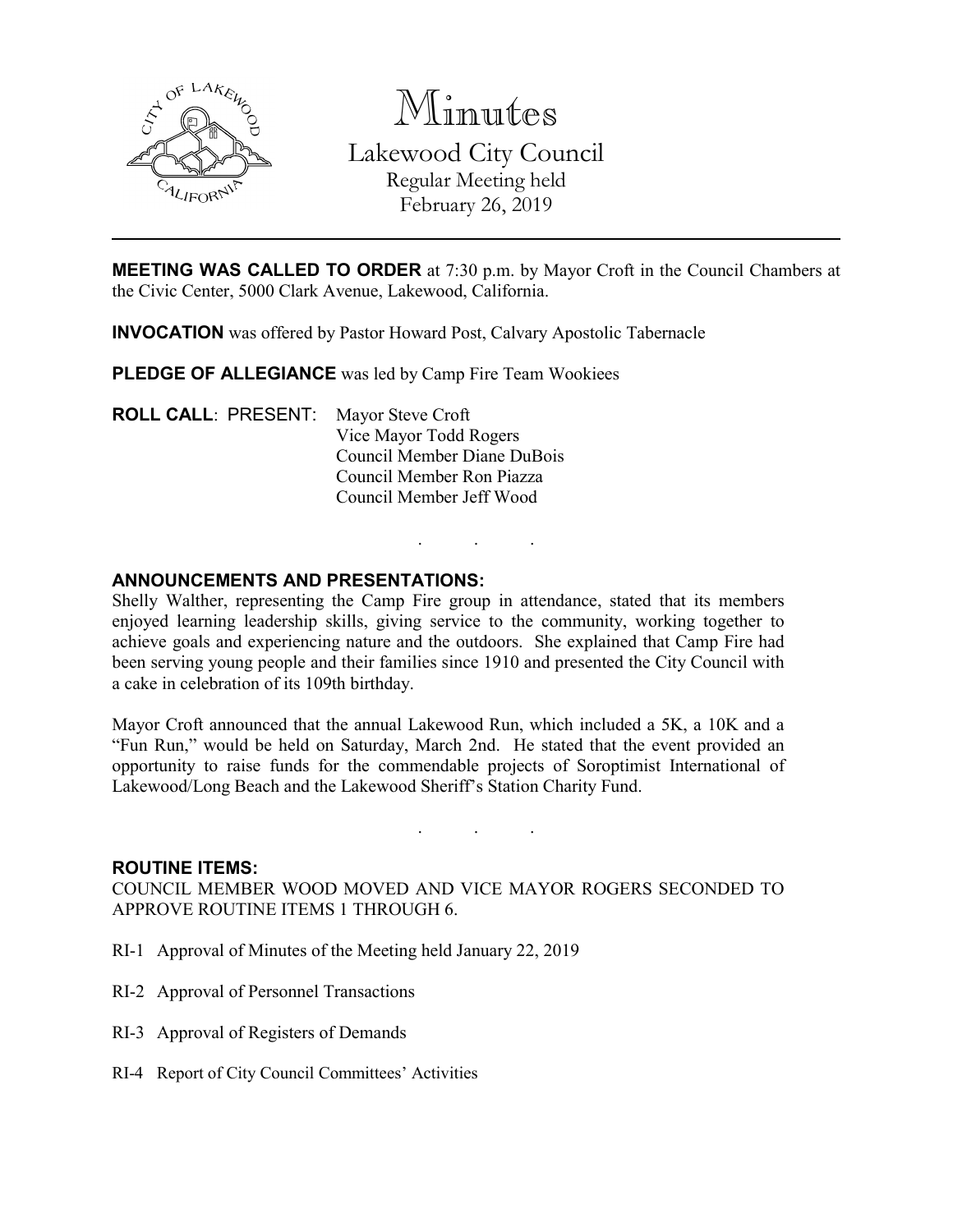# Minutes

## Lakewood City Council

Regular Meeting held
February 26, 2019

---

**MEETING WAS CALLED TO ORDER** at 7:30 p.m. by Mayor Croft in the Council Chambers at the Civic Center, 5000 Clark Avenue, Lakewood, California.

**INVOCATION** was offered by Pastor Howard Post, Calvary Apostolic Tabernacle

**PLEDGE OF ALLEGIANCE** was led by Camp Fire Team Wookiees

**ROLL CALL**: PRESENT: Mayor Steve Croft
Vice Mayor Todd Rogers
Council Member Diane DuBois
Council Member Ron Piazza
Council Member Jeff Wood

. . .

**ANNOUNCEMENTS AND PRESENTATIONS:**

Shelly Walther, representing the Camp Fire group in attendance, stated that its members enjoyed learning leadership skills, giving service to the community, working together to achieve goals and experiencing nature and the outdoors. She explained that Camp Fire had been serving young people and their families since 1910 and presented the City Council with a cake in celebration of its 109th birthday.

Mayor Croft announced that the annual Lakewood Run, which included a 5K, a 10K and a "Fun Run," would be held on Saturday, March 2nd. He stated that the event provided an opportunity to raise funds for the commendable projects of Soroptimist International of Lakewood/Long Beach and the Lakewood Sheriff's Station Charity Fund.

. . .

**ROUTINE ITEMS:**

COUNCIL MEMBER WOOD MOVED AND VICE MAYOR ROGERS SECONDED TO APPROVE ROUTINE ITEMS 1 THROUGH 6.

RI-1 Approval of Minutes of the Meeting held January 22, 2019

RI-2 Approval of Personnel Transactions

RI-3 Approval of Registers of Demands

RI-4 Report of City Council Committees' Activities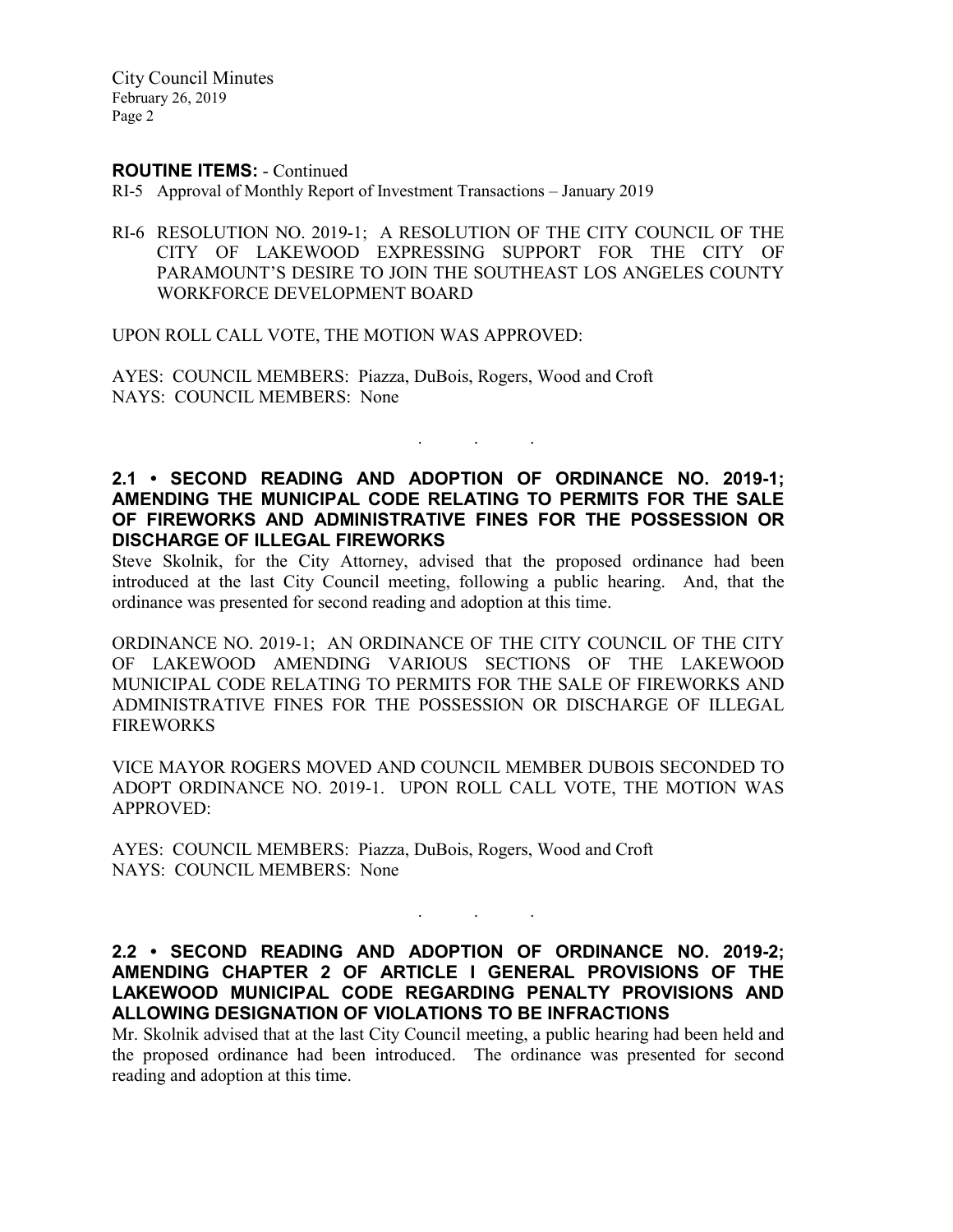**ROUTINE ITEMS:** - Continued

RI-5 Approval of Monthly Report of Investment Transactions – January 2019

RI-6 RESOLUTION NO. 2019-1; A RESOLUTION OF THE CITY COUNCIL OF THE CITY OF LAKEWOOD EXPRESSING SUPPORT FOR THE CITY OF PARAMOUNT'S DESIRE TO JOIN THE SOUTHEAST LOS ANGELES COUNTY WORKFORCE DEVELOPMENT BOARD

UPON ROLL CALL VOTE, THE MOTION WAS APPROVED:

AYES: COUNCIL MEMBERS: Piazza, DuBois, Rogers, Wood and Croft
NAYS: COUNCIL MEMBERS: None

. . .

**2.1 • SECOND READING AND ADOPTION OF ORDINANCE NO. 2019-1; AMENDING THE MUNICIPAL CODE RELATING TO PERMITS FOR THE SALE OF FIREWORKS AND ADMINISTRATIVE FINES FOR THE POSSESSION OR DISCHARGE OF ILLEGAL FIREWORKS**

Steve Skolnik, for the City Attorney, advised that the proposed ordinance had been introduced at the last City Council meeting, following a public hearing. And, that the ordinance was presented for second reading and adoption at this time.

ORDINANCE NO. 2019-1; AN ORDINANCE OF THE CITY COUNCIL OF THE CITY OF LAKEWOOD AMENDING VARIOUS SECTIONS OF THE LAKEWOOD MUNICIPAL CODE RELATING TO PERMITS FOR THE SALE OF FIREWORKS AND ADMINISTRATIVE FINES FOR THE POSSESSION OR DISCHARGE OF ILLEGAL FIREWORKS

VICE MAYOR ROGERS MOVED AND COUNCIL MEMBER DUBOIS SECONDED TO ADOPT ORDINANCE NO. 2019-1. UPON ROLL CALL VOTE, THE MOTION WAS APPROVED:

AYES: COUNCIL MEMBERS: Piazza, DuBois, Rogers, Wood and Croft
NAYS: COUNCIL MEMBERS: None

. . .

**2.2 • SECOND READING AND ADOPTION OF ORDINANCE NO. 2019-2; AMENDING CHAPTER 2 OF ARTICLE I GENERAL PROVISIONS OF THE LAKEWOOD MUNICIPAL CODE REGARDING PENALTY PROVISIONS AND ALLOWING DESIGNATION OF VIOLATIONS TO BE INFRACTIONS**

Mr. Skolnik advised that at the last City Council meeting, a public hearing had been held and the proposed ordinance had been introduced. The ordinance was presented for second reading and adoption at this time.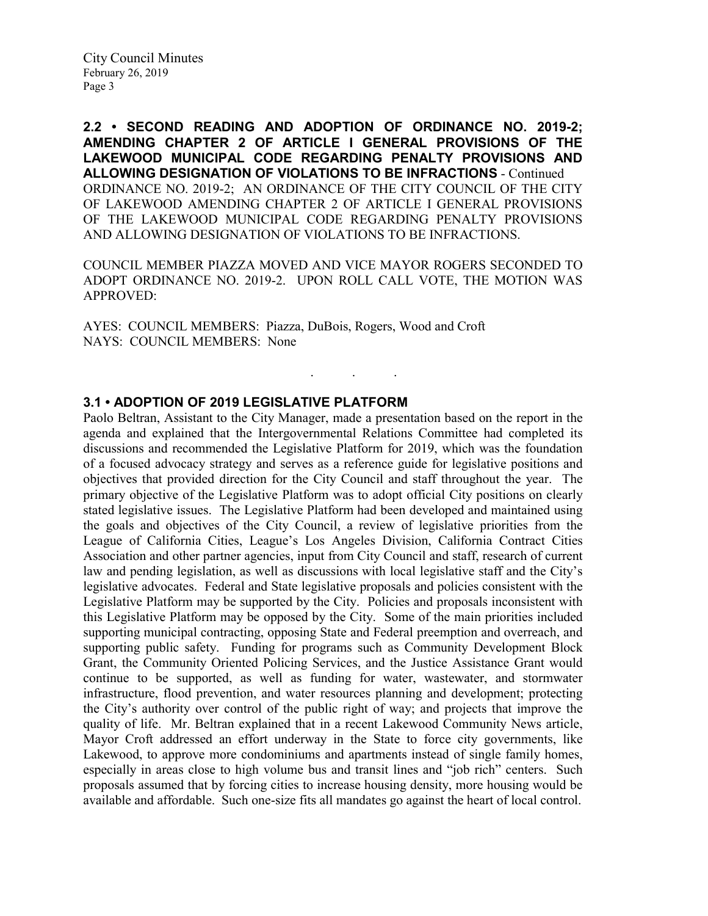**2.2 • SECOND READING AND ADOPTION OF ORDINANCE NO. 2019-2; AMENDING CHAPTER 2 OF ARTICLE I GENERAL PROVISIONS OF THE LAKEWOOD MUNICIPAL CODE REGARDING PENALTY PROVISIONS AND ALLOWING DESIGNATION OF VIOLATIONS TO BE INFRACTIONS** - Continued

ORDINANCE NO. 2019-2; AN ORDINANCE OF THE CITY COUNCIL OF THE CITY OF LAKEWOOD AMENDING CHAPTER 2 OF ARTICLE I GENERAL PROVISIONS OF THE LAKEWOOD MUNICIPAL CODE REGARDING PENALTY PROVISIONS AND ALLOWING DESIGNATION OF VIOLATIONS TO BE INFRACTIONS.

COUNCIL MEMBER PIAZZA MOVED AND VICE MAYOR ROGERS SECONDED TO ADOPT ORDINANCE NO. 2019-2. UPON ROLL CALL VOTE, THE MOTION WAS APPROVED:

AYES: COUNCIL MEMBERS: Piazza, DuBois, Rogers, Wood and Croft
NAYS: COUNCIL MEMBERS: None

. . .

**3.1 • ADOPTION OF 2019 LEGISLATIVE PLATFORM**

Paolo Beltran, Assistant to the City Manager, made a presentation based on the report in the agenda and explained that the Intergovernmental Relations Committee had completed its discussions and recommended the Legislative Platform for 2019, which was the foundation of a focused advocacy strategy and serves as a reference guide for legislative positions and objectives that provided direction for the City Council and staff throughout the year. The primary objective of the Legislative Platform was to adopt official City positions on clearly stated legislative issues. The Legislative Platform had been developed and maintained using the goals and objectives of the City Council, a review of legislative priorities from the League of California Cities, League's Los Angeles Division, California Contract Cities Association and other partner agencies, input from City Council and staff, research of current law and pending legislation, as well as discussions with local legislative staff and the City's legislative advocates. Federal and State legislative proposals and policies consistent with the Legislative Platform may be supported by the City. Policies and proposals inconsistent with this Legislative Platform may be opposed by the City. Some of the main priorities included supporting municipal contracting, opposing State and Federal preemption and overreach, and supporting public safety. Funding for programs such as Community Development Block Grant, the Community Oriented Policing Services, and the Justice Assistance Grant would continue to be supported, as well as funding for water, wastewater, and stormwater infrastructure, flood prevention, and water resources planning and development; protecting the City's authority over control of the public right of way; and projects that improve the quality of life. Mr. Beltran explained that in a recent Lakewood Community News article, Mayor Croft addressed an effort underway in the State to force city governments, like Lakewood, to approve more condominiums and apartments instead of single family homes, especially in areas close to high volume bus and transit lines and "job rich" centers. Such proposals assumed that by forcing cities to increase housing density, more housing would be available and affordable. Such one-size fits all mandates go against the heart of local control.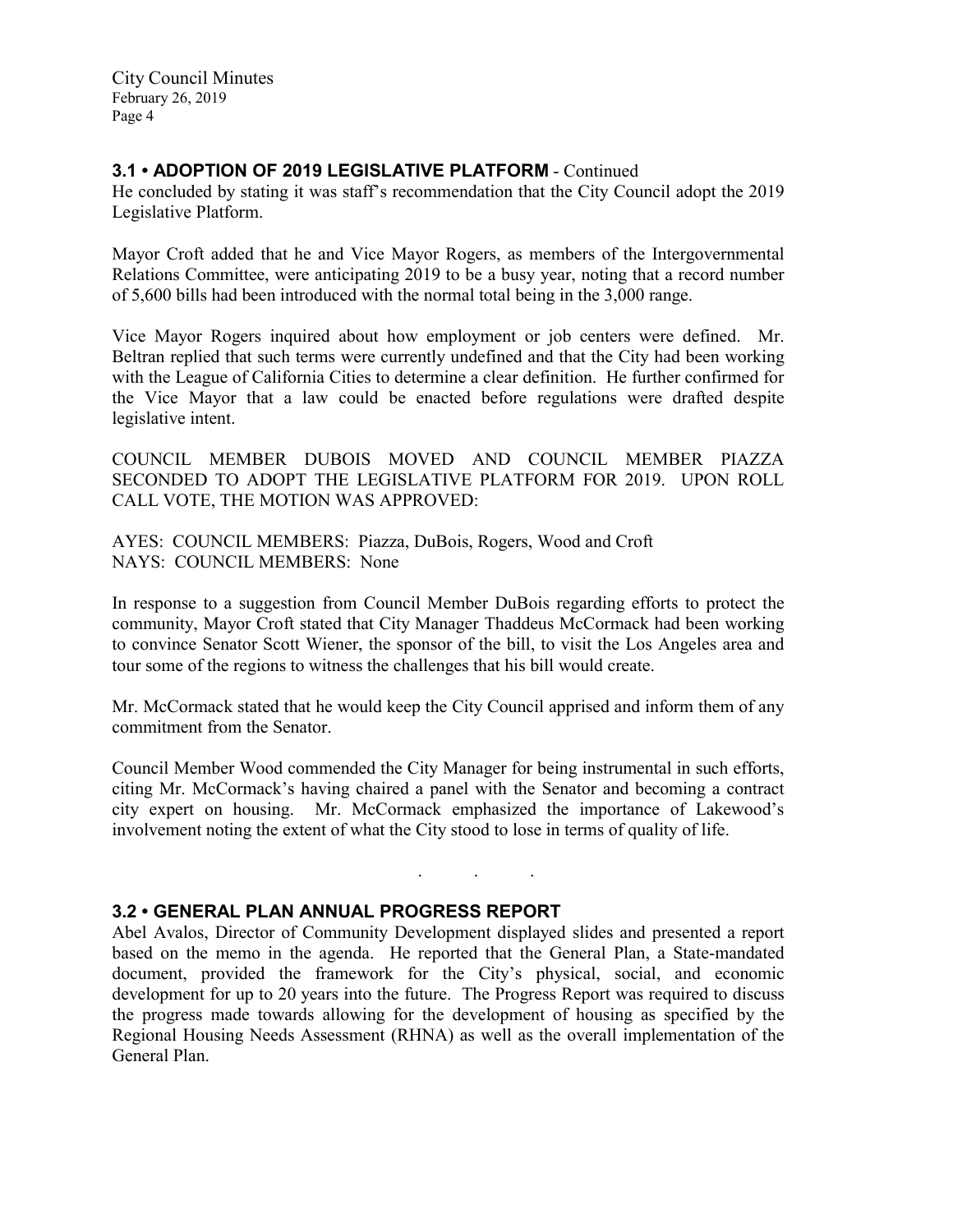### 3.1 • ADOPTION OF 2019 LEGISLATIVE PLATFORM - Continued

He concluded by stating it was staff's recommendation that the City Council adopt the 2019 Legislative Platform.

Mayor Croft added that he and Vice Mayor Rogers, as members of the Intergovernmental Relations Committee, were anticipating 2019 to be a busy year, noting that a record number of 5,600 bills had been introduced with the normal total being in the 3,000 range.

Vice Mayor Rogers inquired about how employment or job centers were defined. Mr. Beltran replied that such terms were currently undefined and that the City had been working with the League of California Cities to determine a clear definition. He further confirmed for the Vice Mayor that a law could be enacted before regulations were drafted despite legislative intent.

COUNCIL MEMBER DUBOIS MOVED AND COUNCIL MEMBER PIAZZA SECONDED TO ADOPT THE LEGISLATIVE PLATFORM FOR 2019. UPON ROLL CALL VOTE, THE MOTION WAS APPROVED:

AYES: COUNCIL MEMBERS: Piazza, DuBois, Rogers, Wood and Croft
NAYS: COUNCIL MEMBERS: None

In response to a suggestion from Council Member DuBois regarding efforts to protect the community, Mayor Croft stated that City Manager Thaddeus McCormack had been working to convince Senator Scott Wiener, the sponsor of the bill, to visit the Los Angeles area and tour some of the regions to witness the challenges that his bill would create.

Mr. McCormack stated that he would keep the City Council apprised and inform them of any commitment from the Senator.

Council Member Wood commended the City Manager for being instrumental in such efforts, citing Mr. McCormack's having chaired a panel with the Senator and becoming a contract city expert on housing. Mr. McCormack emphasized the importance of Lakewood's involvement noting the extent of what the City stood to lose in terms of quality of life.

. . .

### 3.2 • GENERAL PLAN ANNUAL PROGRESS REPORT

Abel Avalos, Director of Community Development displayed slides and presented a report based on the memo in the agenda. He reported that the General Plan, a State-mandated document, provided the framework for the City's physical, social, and economic development for up to 20 years into the future. The Progress Report was required to discuss the progress made towards allowing for the development of housing as specified by the Regional Housing Needs Assessment (RHNA) as well as the overall implementation of the General Plan.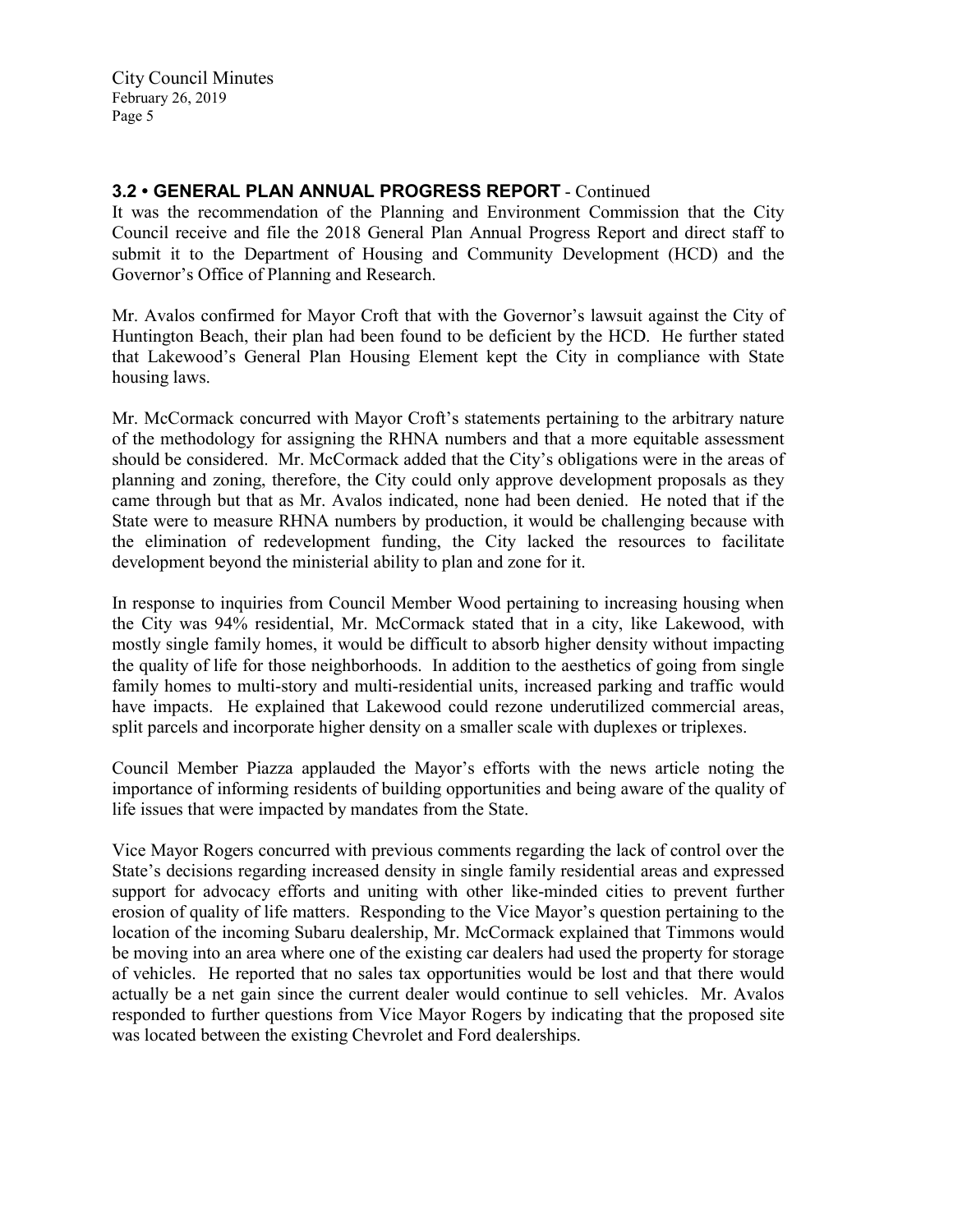### 3.2 • GENERAL PLAN ANNUAL PROGRESS REPORT - Continued

It was the recommendation of the Planning and Environment Commission that the City Council receive and file the 2018 General Plan Annual Progress Report and direct staff to submit it to the Department of Housing and Community Development (HCD) and the Governor's Office of Planning and Research.

Mr. Avalos confirmed for Mayor Croft that with the Governor's lawsuit against the City of Huntington Beach, their plan had been found to be deficient by the HCD. He further stated that Lakewood's General Plan Housing Element kept the City in compliance with State housing laws.

Mr. McCormack concurred with Mayor Croft's statements pertaining to the arbitrary nature of the methodology for assigning the RHNA numbers and that a more equitable assessment should be considered. Mr. McCormack added that the City's obligations were in the areas of planning and zoning, therefore, the City could only approve development proposals as they came through but that as Mr. Avalos indicated, none had been denied. He noted that if the State were to measure RHNA numbers by production, it would be challenging because with the elimination of redevelopment funding, the City lacked the resources to facilitate development beyond the ministerial ability to plan and zone for it.

In response to inquiries from Council Member Wood pertaining to increasing housing when the City was 94% residential, Mr. McCormack stated that in a city, like Lakewood, with mostly single family homes, it would be difficult to absorb higher density without impacting the quality of life for those neighborhoods. In addition to the aesthetics of going from single family homes to multi-story and multi-residential units, increased parking and traffic would have impacts. He explained that Lakewood could rezone underutilized commercial areas, split parcels and incorporate higher density on a smaller scale with duplexes or triplexes.

Council Member Piazza applauded the Mayor's efforts with the news article noting the importance of informing residents of building opportunities and being aware of the quality of life issues that were impacted by mandates from the State.

Vice Mayor Rogers concurred with previous comments regarding the lack of control over the State's decisions regarding increased density in single family residential areas and expressed support for advocacy efforts and uniting with other like-minded cities to prevent further erosion of quality of life matters. Responding to the Vice Mayor's question pertaining to the location of the incoming Subaru dealership, Mr. McCormack explained that Timmons would be moving into an area where one of the existing car dealers had used the property for storage of vehicles. He reported that no sales tax opportunities would be lost and that there would actually be a net gain since the current dealer would continue to sell vehicles. Mr. Avalos responded to further questions from Vice Mayor Rogers by indicating that the proposed site was located between the existing Chevrolet and Ford dealerships.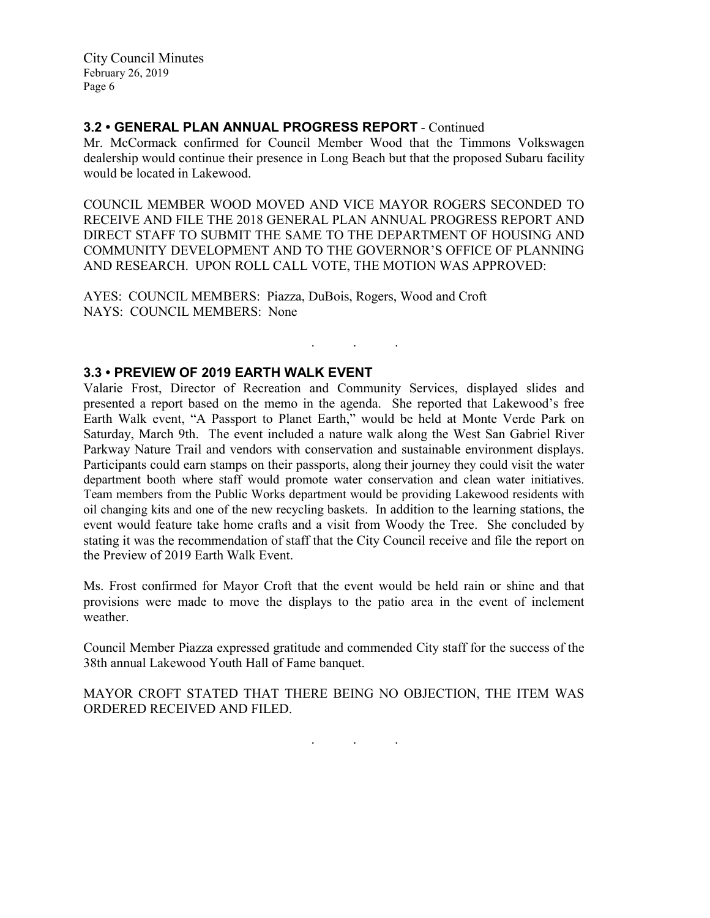### 3.2 • GENERAL PLAN ANNUAL PROGRESS REPORT - Continued

Mr. McCormack confirmed for Council Member Wood that the Timmons Volkswagen dealership would continue their presence in Long Beach but that the proposed Subaru facility would be located in Lakewood.

COUNCIL MEMBER WOOD MOVED AND VICE MAYOR ROGERS SECONDED TO RECEIVE AND FILE THE 2018 GENERAL PLAN ANNUAL PROGRESS REPORT AND DIRECT STAFF TO SUBMIT THE SAME TO THE DEPARTMENT OF HOUSING AND COMMUNITY DEVELOPMENT AND TO THE GOVERNOR'S OFFICE OF PLANNING AND RESEARCH. UPON ROLL CALL VOTE, THE MOTION WAS APPROVED:

AYES: COUNCIL MEMBERS: Piazza, DuBois, Rogers, Wood and Croft
NAYS: COUNCIL MEMBERS: None

. . .

### 3.3 • PREVIEW OF 2019 EARTH WALK EVENT

Valarie Frost, Director of Recreation and Community Services, displayed slides and presented a report based on the memo in the agenda. She reported that Lakewood's free Earth Walk event, "A Passport to Planet Earth," would be held at Monte Verde Park on Saturday, March 9th. The event included a nature walk along the West San Gabriel River Parkway Nature Trail and vendors with conservation and sustainable environment displays. Participants could earn stamps on their passports, along their journey they could visit the water department booth where staff would promote water conservation and clean water initiatives. Team members from the Public Works department would be providing Lakewood residents with oil changing kits and one of the new recycling baskets. In addition to the learning stations, the event would feature take home crafts and a visit from Woody the Tree. She concluded by stating it was the recommendation of staff that the City Council receive and file the report on the Preview of 2019 Earth Walk Event.

Ms. Frost confirmed for Mayor Croft that the event would be held rain or shine and that provisions were made to move the displays to the patio area in the event of inclement weather.

Council Member Piazza expressed gratitude and commended City staff for the success of the 38th annual Lakewood Youth Hall of Fame banquet.

MAYOR CROFT STATED THAT THERE BEING NO OBJECTION, THE ITEM WAS ORDERED RECEIVED AND FILED.

. . .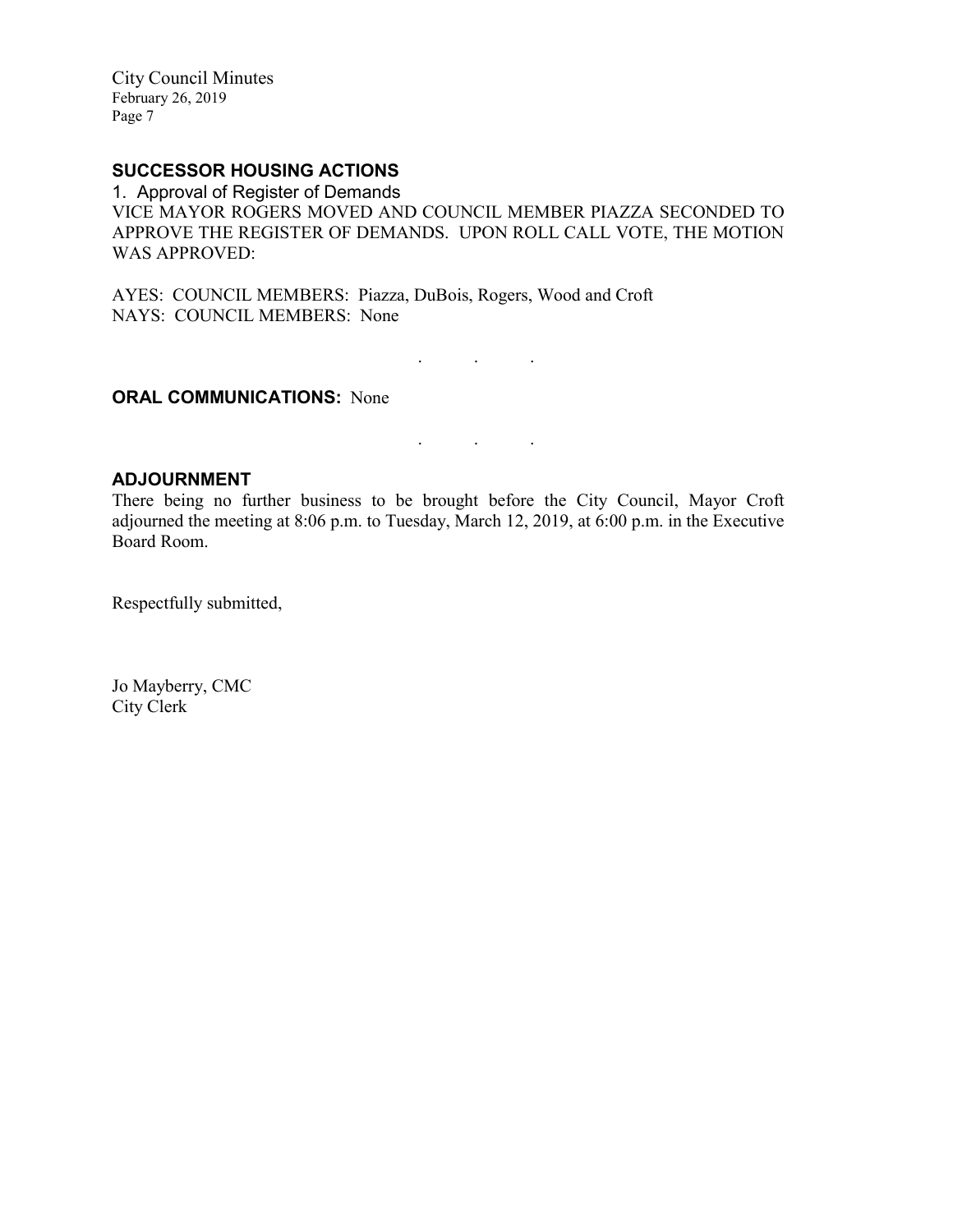## SUCCESSOR HOUSING ACTIONS

1. Approval of Register of Demands

VICE MAYOR ROGERS MOVED AND COUNCIL MEMBER PIAZZA SECONDED TO APPROVE THE REGISTER OF DEMANDS. UPON ROLL CALL VOTE, THE MOTION WAS APPROVED:

AYES: COUNCIL MEMBERS: Piazza, DuBois, Rogers, Wood and Croft
NAYS: COUNCIL MEMBERS: None

. . .

**ORAL COMMUNICATIONS:** None

. . .

## ADJOURNMENT

There being no further business to be brought before the City Council, Mayor Croft adjourned the meeting at 8:06 p.m. to Tuesday, March 12, 2019, at 6:00 p.m. in the Executive Board Room.

Respectfully submitted,

Jo Mayberry, CMC
City Clerk